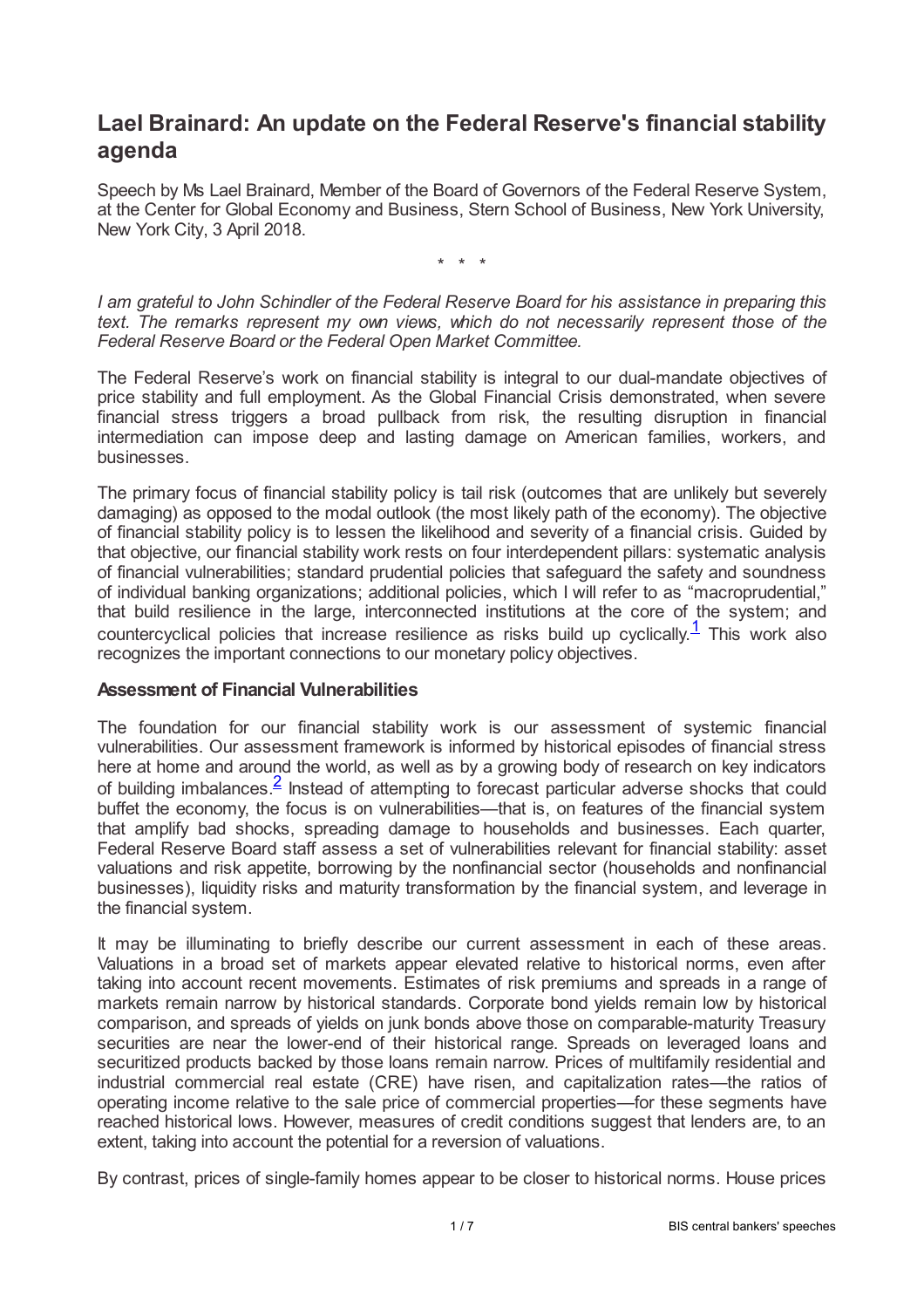# Lael Brainard: An update on the Federal Reserve's financial stability agenda

Speech by Ms Lael Brainard, Member of the Board of Governors of the Federal Reserve System, at the Center for Global Economy and Business, Stern School of Business, New York University, New York City, 3 April 2018.

\* \* \*

*I am grateful to John Schindler of the Federal Reserve Board for his assistance in preparing this text. The remarks represent my own views, which do not necessarily represent those of the Federal Reserve Board or the Federal Open Market Committee.*

The Federal Reserve's work on financial stability is integral to our dual-mandate objectives of price stability and full employment. As the Global Financial Crisis demonstrated, when severe financial stress triggers a broad pullback from risk, the resulting disruption in financial intermediation can impose deep and lasting damage on American families, workers, and businesses.

The primary focus of financial stability policy is tail risk (outcomes that are unlikely but severely damaging) as opposed to the modal outlook (the most likely path of the economy). The objective of financial stability policy is to lessen the likelihood and severity of a financial crisis. Guided by that objective, our financial stability work rests on four interdependent pillars: systematic analysis of financial vulnerabilities; standard prudential policies that safeguard the safety and soundness of individual banking organizations; additional policies, which I will refer to as "macroprudential," that build resilience in the large, interconnected institutions at the core of the system; and countercyclical policies that increase resilience as risks build up cyclically.[1] This work also recognizes the important connections to our monetary policy objectives.

**Assessment of Financial Vulnerabilities**

The foundation for our financial stability work is our assessment of systemic financial vulnerabilities. Our assessment framework is informed by historical episodes of financial stress here at home and around the world, as well as by a growing body of research on key indicators of building imbalances.[2] Instead of attempting to forecast particular adverse shocks that could buffet the economy, the focus is on vulnerabilities—that is, on features of the financial system that amplify bad shocks, spreading damage to households and businesses. Each quarter, Federal Reserve Board staff assess a set of vulnerabilities relevant for financial stability: asset valuations and risk appetite, borrowing by the nonfinancial sector (households and nonfinancial businesses), liquidity risks and maturity transformation by the financial system, and leverage in the financial system.

It may be illuminating to briefly describe our current assessment in each of these areas. Valuations in a broad set of markets appear elevated relative to historical norms, even after taking into account recent movements. Estimates of risk premiums and spreads in a range of markets remain narrow by historical standards. Corporate bond yields remain low by historical comparison, and spreads of yields on junk bonds above those on comparable-maturity Treasury securities are near the lower-end of their historical range. Spreads on leveraged loans and securitized products backed by those loans remain narrow. Prices of multifamily residential and industrial commercial real estate (CRE) have risen, and capitalization rates—the ratios of operating income relative to the sale price of commercial properties—for these segments have reached historical lows. However, measures of credit conditions suggest that lenders are, to an extent, taking into account the potential for a reversion of valuations.

By contrast, prices of single-family homes appear to be closer to historical norms. House prices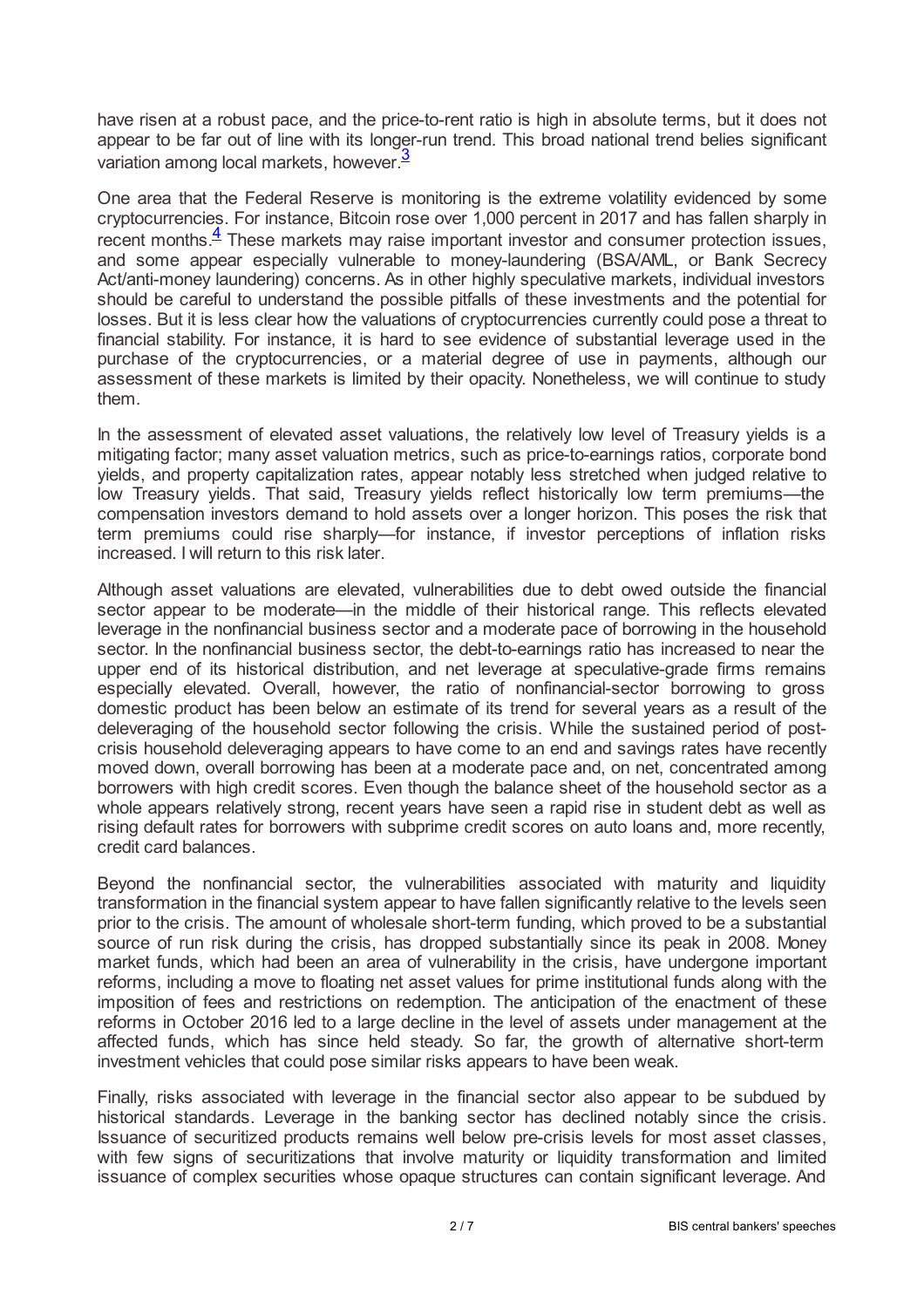have risen at a robust pace, and the price-to-rent ratio is high in absolute terms, but it does not appear to be far out of line with its longer-run trend. This broad national trend belies significant variation among local markets, however.[3]

One area that the Federal Reserve is monitoring is the extreme volatility evidenced by some cryptocurrencies. For instance, Bitcoin rose over 1,000 percent in 2017 and has fallen sharply in recent months.[4] These markets may raise important investor and consumer protection issues, and some appear especially vulnerable to money-laundering (BSA/AML, or Bank Secrecy Act/anti-money laundering) concerns. As in other highly speculative markets, individual investors should be careful to understand the possible pitfalls of these investments and the potential for losses. But it is less clear how the valuations of cryptocurrencies currently could pose a threat to financial stability. For instance, it is hard to see evidence of substantial leverage used in the purchase of the cryptocurrencies, or a material degree of use in payments, although our assessment of these markets is limited by their opacity. Nonetheless, we will continue to study them.

In the assessment of elevated asset valuations, the relatively low level of Treasury yields is a mitigating factor; many asset valuation metrics, such as price-to-earnings ratios, corporate bond yields, and property capitalization rates, appear notably less stretched when judged relative to low Treasury yields. That said, Treasury yields reflect historically low term premiums—the compensation investors demand to hold assets over a longer horizon. This poses the risk that term premiums could rise sharply—for instance, if investor perceptions of inflation risks increased. I will return to this risk later.

Although asset valuations are elevated, vulnerabilities due to debt owed outside the financial sector appear to be moderate—in the middle of their historical range. This reflects elevated leverage in the nonfinancial business sector and a moderate pace of borrowing in the household sector. In the nonfinancial business sector, the debt-to-earnings ratio has increased to near the upper end of its historical distribution, and net leverage at speculative-grade firms remains especially elevated. Overall, however, the ratio of nonfinancial-sector borrowing to gross domestic product has been below an estimate of its trend for several years as a result of the deleveraging of the household sector following the crisis. While the sustained period of post-crisis household deleveraging appears to have come to an end and savings rates have recently moved down, overall borrowing has been at a moderate pace and, on net, concentrated among borrowers with high credit scores. Even though the balance sheet of the household sector as a whole appears relatively strong, recent years have seen a rapid rise in student debt as well as rising default rates for borrowers with subprime credit scores on auto loans and, more recently, credit card balances.

Beyond the nonfinancial sector, the vulnerabilities associated with maturity and liquidity transformation in the financial system appear to have fallen significantly relative to the levels seen prior to the crisis. The amount of wholesale short-term funding, which proved to be a substantial source of run risk during the crisis, has dropped substantially since its peak in 2008. Money market funds, which had been an area of vulnerability in the crisis, have undergone important reforms, including a move to floating net asset values for prime institutional funds along with the imposition of fees and restrictions on redemption. The anticipation of the enactment of these reforms in October 2016 led to a large decline in the level of assets under management at the affected funds, which has since held steady. So far, the growth of alternative short-term investment vehicles that could pose similar risks appears to have been weak.

Finally, risks associated with leverage in the financial sector also appear to be subdued by historical standards. Leverage in the banking sector has declined notably since the crisis. Issuance of securitized products remains well below pre-crisis levels for most asset classes, with few signs of securitizations that involve maturity or liquidity transformation and limited issuance of complex securities whose opaque structures can contain significant leverage. And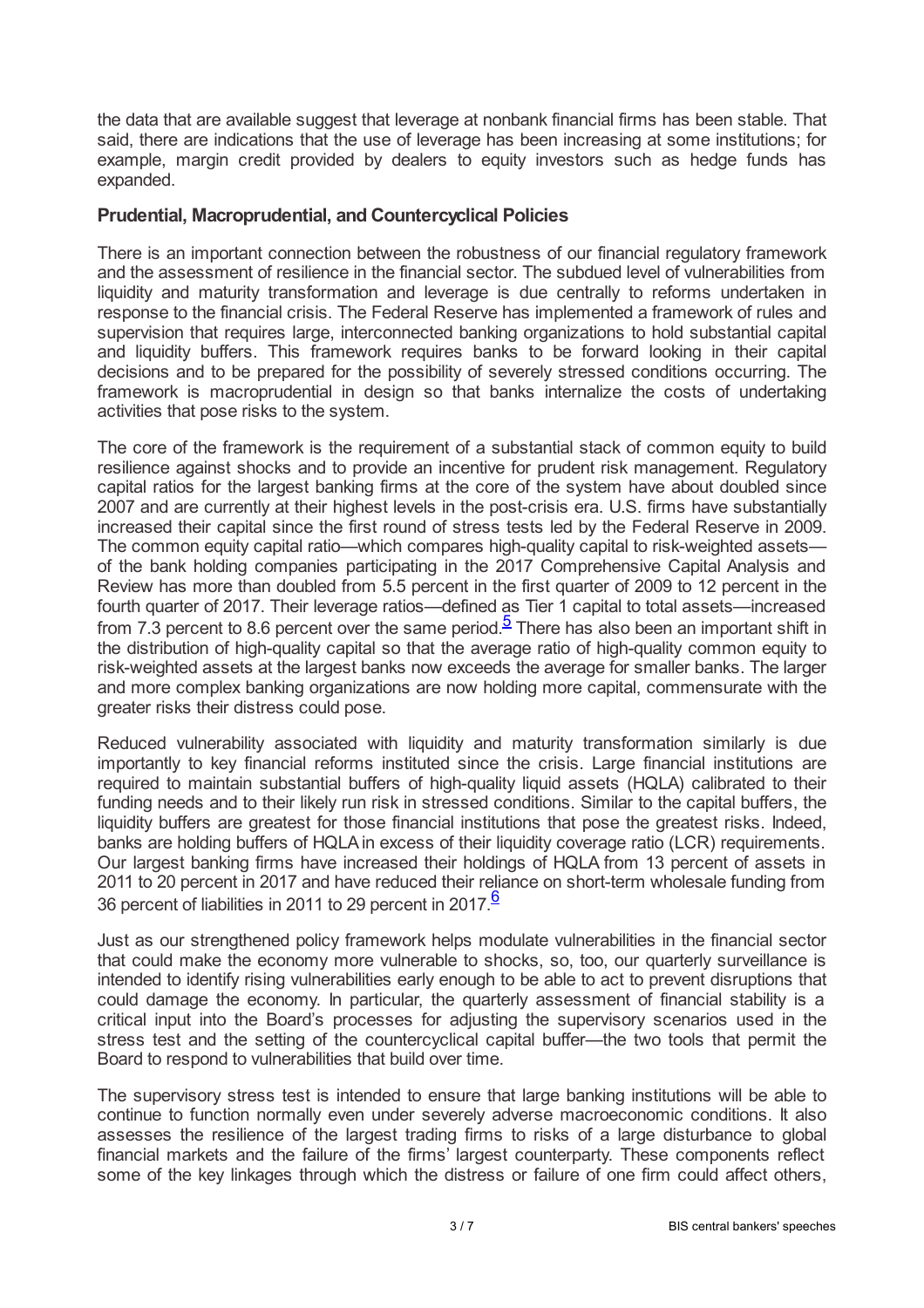the data that are available suggest that leverage at nonbank financial firms has been stable. That said, there are indications that the use of leverage has been increasing at some institutions; for example, margin credit provided by dealers to equity investors such as hedge funds has expanded.

### Prudential, Macroprudential, and Countercyclical Policies

There is an important connection between the robustness of our financial regulatory framework and the assessment of resilience in the financial sector. The subdued level of vulnerabilities from liquidity and maturity transformation and leverage is due centrally to reforms undertaken in response to the financial crisis. The Federal Reserve has implemented a framework of rules and supervision that requires large, interconnected banking organizations to hold substantial capital and liquidity buffers. This framework requires banks to be forward looking in their capital decisions and to be prepared for the possibility of severely stressed conditions occurring. The framework is macroprudential in design so that banks internalize the costs of undertaking activities that pose risks to the system.

The core of the framework is the requirement of a substantial stack of common equity to build resilience against shocks and to provide an incentive for prudent risk management. Regulatory capital ratios for the largest banking firms at the core of the system have about doubled since 2007 and are currently at their highest levels in the post-crisis era. U.S. firms have substantially increased their capital since the first round of stress tests led by the Federal Reserve in 2009. The common equity capital ratio—which compares high-quality capital to risk-weighted assets—of the bank holding companies participating in the 2017 Comprehensive Capital Analysis and Review has more than doubled from 5.5 percent in the first quarter of 2009 to 12 percent in the fourth quarter of 2017. Their leverage ratios—defined as Tier 1 capital to total assets—increased from 7.3 percent to 8.6 percent over the same period.[5] There has also been an important shift in the distribution of high-quality capital so that the average ratio of high-quality common equity to risk-weighted assets at the largest banks now exceeds the average for smaller banks. The larger and more complex banking organizations are now holding more capital, commensurate with the greater risks their distress could pose.

Reduced vulnerability associated with liquidity and maturity transformation similarly is due importantly to key financial reforms instituted since the crisis. Large financial institutions are required to maintain substantial buffers of high-quality liquid assets (HQLA) calibrated to their funding needs and to their likely run risk in stressed conditions. Similar to the capital buffers, the liquidity buffers are greatest for those financial institutions that pose the greatest risks. Indeed, banks are holding buffers of HQLA in excess of their liquidity coverage ratio (LCR) requirements. Our largest banking firms have increased their holdings of HQLA from 13 percent of assets in 2011 to 20 percent in 2017 and have reduced their reliance on short-term wholesale funding from 36 percent of liabilities in 2011 to 29 percent in 2017.[6]

Just as our strengthened policy framework helps modulate vulnerabilities in the financial sector that could make the economy more vulnerable to shocks, so, too, our quarterly surveillance is intended to identify rising vulnerabilities early enough to be able to act to prevent disruptions that could damage the economy. In particular, the quarterly assessment of financial stability is a critical input into the Board's processes for adjusting the supervisory scenarios used in the stress test and the setting of the countercyclical capital buffer—the two tools that permit the Board to respond to vulnerabilities that build over time.

The supervisory stress test is intended to ensure that large banking institutions will be able to continue to function normally even under severely adverse macroeconomic conditions. It also assesses the resilience of the largest trading firms to risks of a large disturbance to global financial markets and the failure of the firms' largest counterparty. These components reflect some of the key linkages through which the distress or failure of one firm could affect others,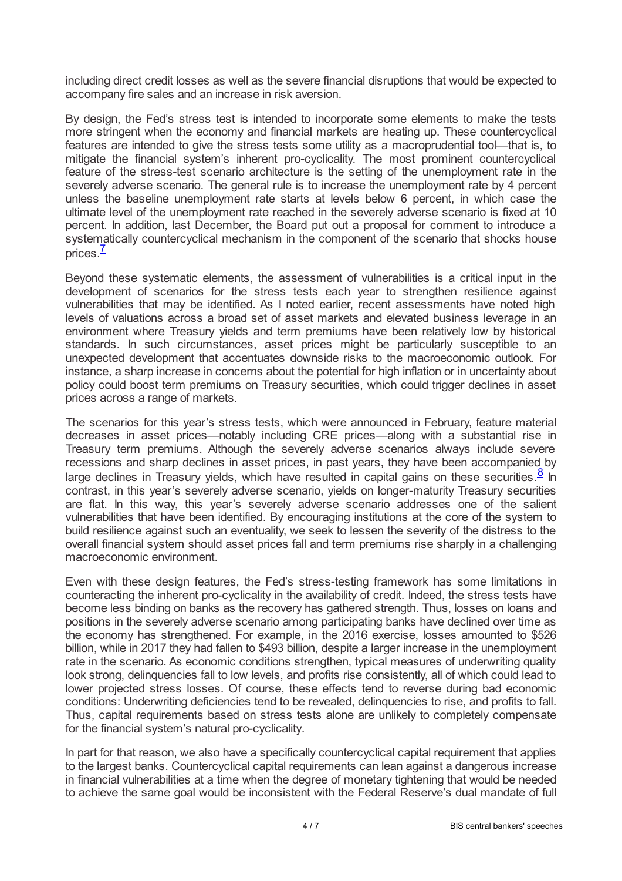including direct credit losses as well as the severe financial disruptions that would be expected to accompany fire sales and an increase in risk aversion.

By design, the Fed's stress test is intended to incorporate some elements to make the tests more stringent when the economy and financial markets are heating up. These countercyclical features are intended to give the stress tests some utility as a macroprudential tool—that is, to mitigate the financial system's inherent pro-cyclicality. The most prominent countercyclical feature of the stress-test scenario architecture is the setting of the unemployment rate in the severely adverse scenario. The general rule is to increase the unemployment rate by 4 percent unless the baseline unemployment rate starts at levels below 6 percent, in which case the ultimate level of the unemployment rate reached in the severely adverse scenario is fixed at 10 percent. In addition, last December, the Board put out a proposal for comment to introduce a systematically countercyclical mechanism in the component of the scenario that shocks house prices.[7]

Beyond these systematic elements, the assessment of vulnerabilities is a critical input in the development of scenarios for the stress tests each year to strengthen resilience against vulnerabilities that may be identified. As I noted earlier, recent assessments have noted high levels of valuations across a broad set of asset markets and elevated business leverage in an environment where Treasury yields and term premiums have been relatively low by historical standards. In such circumstances, asset prices might be particularly susceptible to an unexpected development that accentuates downside risks to the macroeconomic outlook. For instance, a sharp increase in concerns about the potential for high inflation or in uncertainty about policy could boost term premiums on Treasury securities, which could trigger declines in asset prices across a range of markets.

The scenarios for this year's stress tests, which were announced in February, feature material decreases in asset prices—notably including CRE prices—along with a substantial rise in Treasury term premiums. Although the severely adverse scenarios always include severe recessions and sharp declines in asset prices, in past years, they have been accompanied by large declines in Treasury yields, which have resulted in capital gains on these securities.[8] In contrast, in this year's severely adverse scenario, yields on longer-maturity Treasury securities are flat. In this way, this year's severely adverse scenario addresses one of the salient vulnerabilities that have been identified. By encouraging institutions at the core of the system to build resilience against such an eventuality, we seek to lessen the severity of the distress to the overall financial system should asset prices fall and term premiums rise sharply in a challenging macroeconomic environment.

Even with these design features, the Fed's stress-testing framework has some limitations in counteracting the inherent pro-cyclicality in the availability of credit. Indeed, the stress tests have become less binding on banks as the recovery has gathered strength. Thus, losses on loans and positions in the severely adverse scenario among participating banks have declined over time as the economy has strengthened. For example, in the 2016 exercise, losses amounted to $526 billion, while in 2017 they had fallen to $493 billion, despite a larger increase in the unemployment rate in the scenario. As economic conditions strengthen, typical measures of underwriting quality look strong, delinquencies fall to low levels, and profits rise consistently, all of which could lead to lower projected stress losses. Of course, these effects tend to reverse during bad economic conditions: Underwriting deficiencies tend to be revealed, delinquencies to rise, and profits to fall. Thus, capital requirements based on stress tests alone are unlikely to completely compensate for the financial system's natural pro-cyclicality.

In part for that reason, we also have a specifically countercyclical capital requirement that applies to the largest banks. Countercyclical capital requirements can lean against a dangerous increase in financial vulnerabilities at a time when the degree of monetary tightening that would be needed to achieve the same goal would be inconsistent with the Federal Reserve's dual mandate of full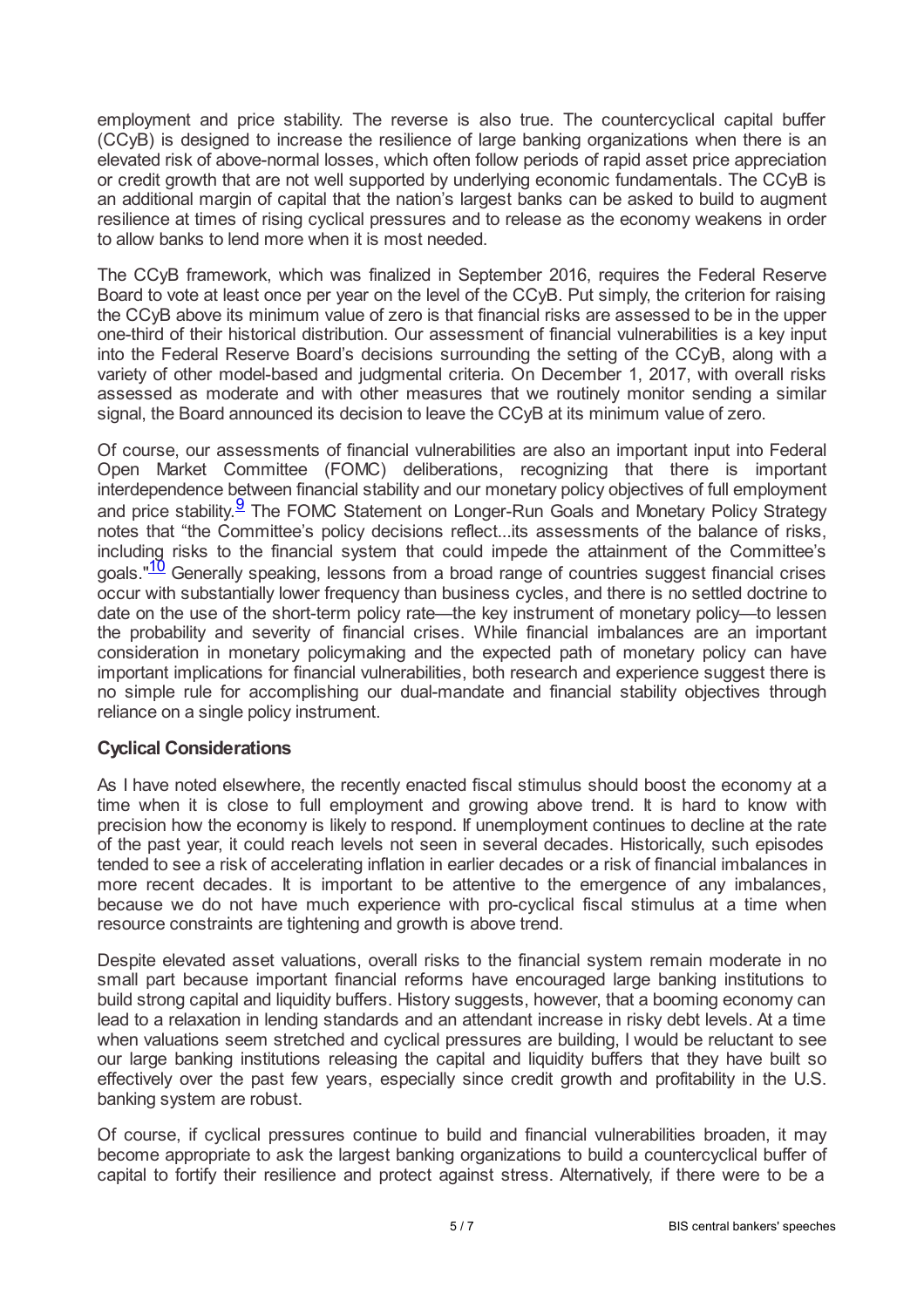employment and price stability. The reverse is also true. The countercyclical capital buffer (CCyB) is designed to increase the resilience of large banking organizations when there is an elevated risk of above-normal losses, which often follow periods of rapid asset price appreciation or credit growth that are not well supported by underlying economic fundamentals. The CCyB is an additional margin of capital that the nation's largest banks can be asked to build to augment resilience at times of rising cyclical pressures and to release as the economy weakens in order to allow banks to lend more when it is most needed.

The CCyB framework, which was finalized in September 2016, requires the Federal Reserve Board to vote at least once per year on the level of the CCyB. Put simply, the criterion for raising the CCyB above its minimum value of zero is that financial risks are assessed to be in the upper one-third of their historical distribution. Our assessment of financial vulnerabilities is a key input into the Federal Reserve Board's decisions surrounding the setting of the CCyB, along with a variety of other model-based and judgmental criteria. On December 1, 2017, with overall risks assessed as moderate and with other measures that we routinely monitor sending a similar signal, the Board announced its decision to leave the CCyB at its minimum value of zero.

Of course, our assessments of financial vulnerabilities are also an important input into Federal Open Market Committee (FOMC) deliberations, recognizing that there is important interdependence between financial stability and our monetary policy objectives of full employment and price stability.[9] The FOMC Statement on Longer-Run Goals and Monetary Policy Strategy notes that "the Committee's policy decisions reflect...its assessments of the balance of risks, including risks to the financial system that could impede the attainment of the Committee's goals."[10] Generally speaking, lessons from a broad range of countries suggest financial crises occur with substantially lower frequency than business cycles, and there is no settled doctrine to date on the use of the short-term policy rate—the key instrument of monetary policy—to lessen the probability and severity of financial crises. While financial imbalances are an important consideration in monetary policymaking and the expected path of monetary policy can have important implications for financial vulnerabilities, both research and experience suggest there is no simple rule for accomplishing our dual-mandate and financial stability objectives through reliance on a single policy instrument.

### Cyclical Considerations

As I have noted elsewhere, the recently enacted fiscal stimulus should boost the economy at a time when it is close to full employment and growing above trend. It is hard to know with precision how the economy is likely to respond. If unemployment continues to decline at the rate of the past year, it could reach levels not seen in several decades. Historically, such episodes tended to see a risk of accelerating inflation in earlier decades or a risk of financial imbalances in more recent decades. It is important to be attentive to the emergence of any imbalances, because we do not have much experience with pro-cyclical fiscal stimulus at a time when resource constraints are tightening and growth is above trend.

Despite elevated asset valuations, overall risks to the financial system remain moderate in no small part because important financial reforms have encouraged large banking institutions to build strong capital and liquidity buffers. History suggests, however, that a booming economy can lead to a relaxation in lending standards and an attendant increase in risky debt levels. At a time when valuations seem stretched and cyclical pressures are building, I would be reluctant to see our large banking institutions releasing the capital and liquidity buffers that they have built so effectively over the past few years, especially since credit growth and profitability in the U.S. banking system are robust.

Of course, if cyclical pressures continue to build and financial vulnerabilities broaden, it may become appropriate to ask the largest banking organizations to build a countercyclical buffer of capital to fortify their resilience and protect against stress. Alternatively, if there were to be a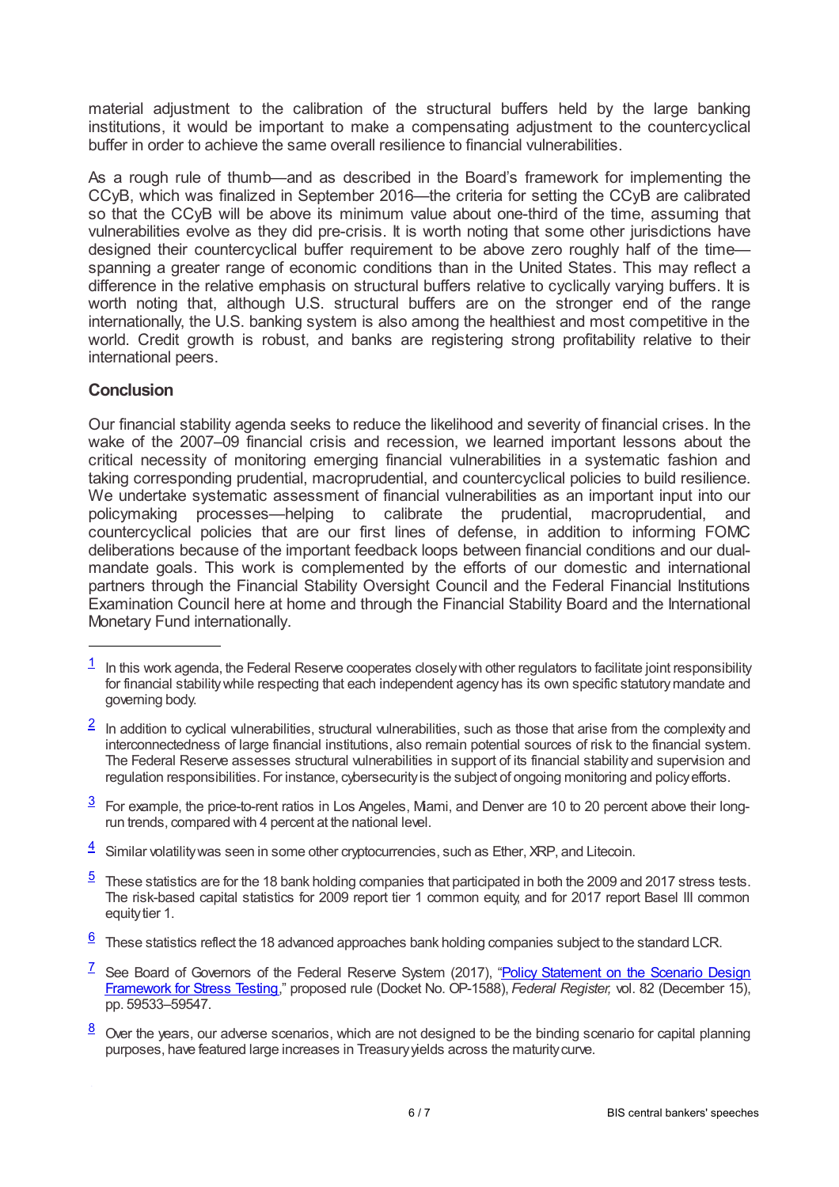material adjustment to the calibration of the structural buffers held by the large banking institutions, it would be important to make a compensating adjustment to the countercyclical buffer in order to achieve the same overall resilience to financial vulnerabilities.

As a rough rule of thumb—and as described in the Board's framework for implementing the CCyB, which was finalized in September 2016—the criteria for setting the CCyB are calibrated so that the CCyB will be above its minimum value about one-third of the time, assuming that vulnerabilities evolve as they did pre-crisis. It is worth noting that some other jurisdictions have designed their countercyclical buffer requirement to be above zero roughly half of the time—spanning a greater range of economic conditions than in the United States. This may reflect a difference in the relative emphasis on structural buffers relative to cyclically varying buffers. It is worth noting that, although U.S. structural buffers are on the stronger end of the range internationally, the U.S. banking system is also among the healthiest and most competitive in the world. Credit growth is robust, and banks are registering strong profitability relative to their international peers.

### Conclusion

Our financial stability agenda seeks to reduce the likelihood and severity of financial crises. In the wake of the 2007–09 financial crisis and recession, we learned important lessons about the critical necessity of monitoring emerging financial vulnerabilities in a systematic fashion and taking corresponding prudential, macroprudential, and countercyclical policies to build resilience. We undertake systematic assessment of financial vulnerabilities as an important input into our policymaking processes—helping to calibrate the prudential, macroprudential, and countercyclical policies that are our first lines of defense, in addition to informing FOMC deliberations because of the important feedback loops between financial conditions and our dual-mandate goals. This work is complemented by the efforts of our domestic and international partners through the Financial Stability Oversight Council and the Federal Financial Institutions Examination Council here at home and through the Financial Stability Board and the International Monetary Fund internationally.

---

[1] In this work agenda, the Federal Reserve cooperates closely with other regulators to facilitate joint responsibility for financial stability while respecting that each independent agency has its own specific statutory mandate and governing body.

[2] In addition to cyclical vulnerabilities, structural vulnerabilities, such as those that arise from the complexity and interconnectedness of large financial institutions, also remain potential sources of risk to the financial system. The Federal Reserve assesses structural vulnerabilities in support of its financial stability and supervision and regulation responsibilities. For instance, cybersecurity is the subject of ongoing monitoring and policy efforts.

[3] For example, the price-to-rent ratios in Los Angeles, Miami, and Denver are 10 to 20 percent above their long-run trends, compared with 4 percent at the national level.

[4] Similar volatility was seen in some other cryptocurrencies, such as Ether, XRP, and Litecoin.

[5] These statistics are for the 18 bank holding companies that participated in both the 2009 and 2017 stress tests. The risk-based capital statistics for 2009 report tier 1 common equity, and for 2017 report Basel III common equity tier 1.

[6] These statistics reflect the 18 advanced approaches bank holding companies subject to the standard LCR.

[7] See Board of Governors of the Federal Reserve System (2017), "Policy Statement on the Scenario Design Framework for Stress Testing," proposed rule (Docket No. OP-1588), *Federal Register,* vol. 82 (December 15), pp. 59533–59547.

[8] Over the years, our adverse scenarios, which are not designed to be the binding scenario for capital planning purposes, have featured large increases in Treasury yields across the maturity curve.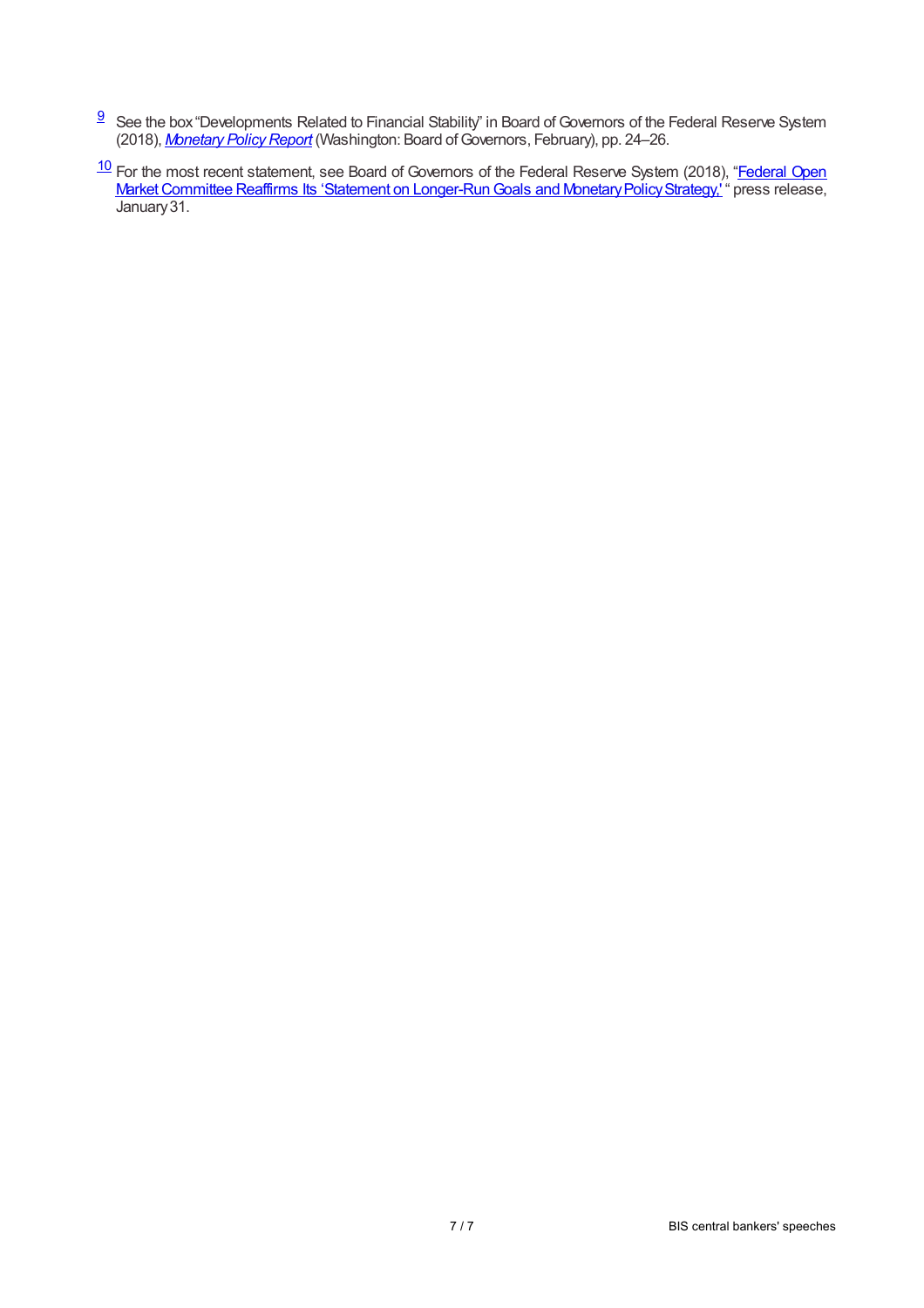[9] See the box "Developments Related to Financial Stability" in Board of Governors of the Federal Reserve System (2018), *Monetary Policy Report* (Washington: Board of Governors, February), pp. 24–26.

[10] For the most recent statement, see Board of Governors of the Federal Reserve System (2018), "Federal Open Market Committee Reaffirms Its 'Statement on Longer-Run Goals and Monetary Policy Strategy,'" press release, January 31.